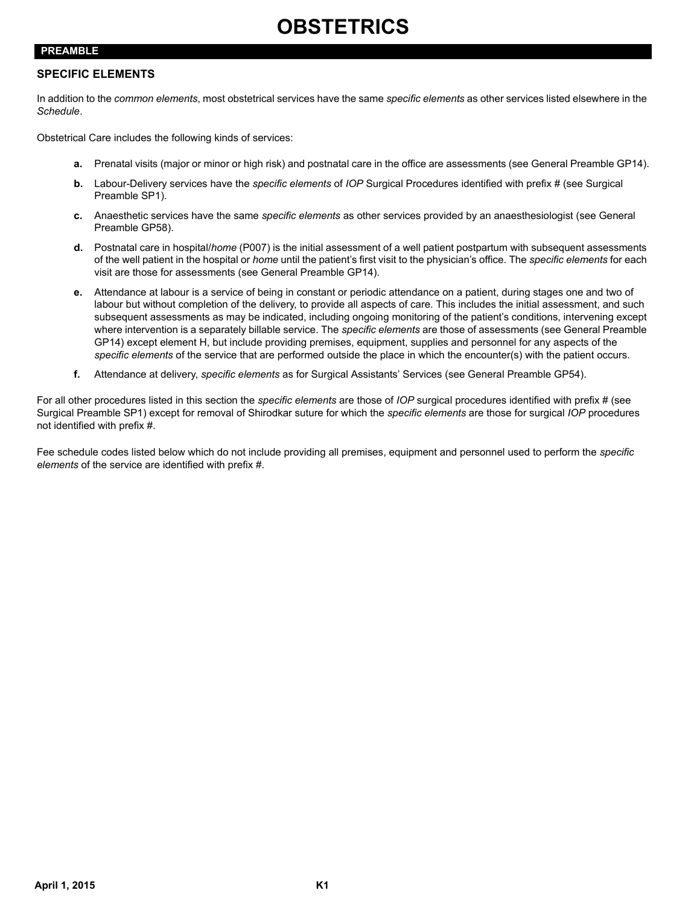# OBSTETRICS

## PREAMBLE

### SPECIFIC ELEMENTS

In addition to the *common elements*, most obstetrical services have the same *specific elements* as other services listed elsewhere in the *Schedule*.

Obstetrical Care includes the following kinds of services:

**a.** Prenatal visits (major or minor or high risk) and postnatal care in the office are assessments (see General Preamble GP14).

**b.** Labour-Delivery services have the *specific elements* of *IOP* Surgical Procedures identified with prefix # (see Surgical Preamble SP1).

**c.** Anaesthetic services have the same *specific elements* as other services provided by an anaesthesiologist (see General Preamble GP58).

**d.** Postnatal care in hospital/*home* (P007) is the initial assessment of a well patient postpartum with subsequent assessments of the well patient in the hospital or *home* until the patient's first visit to the physician's office. The *specific elements* for each visit are those for assessments (see General Preamble GP14).

**e.** Attendance at labour is a service of being in constant or periodic attendance on a patient, during stages one and two of labour but without completion of the delivery, to provide all aspects of care. This includes the initial assessment, and such subsequent assessments as may be indicated, including ongoing monitoring of the patient's conditions, intervening except where intervention is a separately billable service. The *specific elements* are those of assessments (see General Preamble GP14) except element H, but include providing premises, equipment, supplies and personnel for any aspects of the *specific elements* of the service that are performed outside the place in which the encounter(s) with the patient occurs.

**f.** Attendance at delivery, *specific elements* as for Surgical Assistants' Services (see General Preamble GP54).

For all other procedures listed in this section the *specific elements* are those of *IOP* surgical procedures identified with prefix # (see Surgical Preamble SP1) except for removal of Shirodkar suture for which the *specific elements* are those for surgical *IOP* procedures not identified with prefix #.

Fee schedule codes listed below which do not include providing all premises, equipment and personnel used to perform the *specific elements* of the service are identified with prefix #.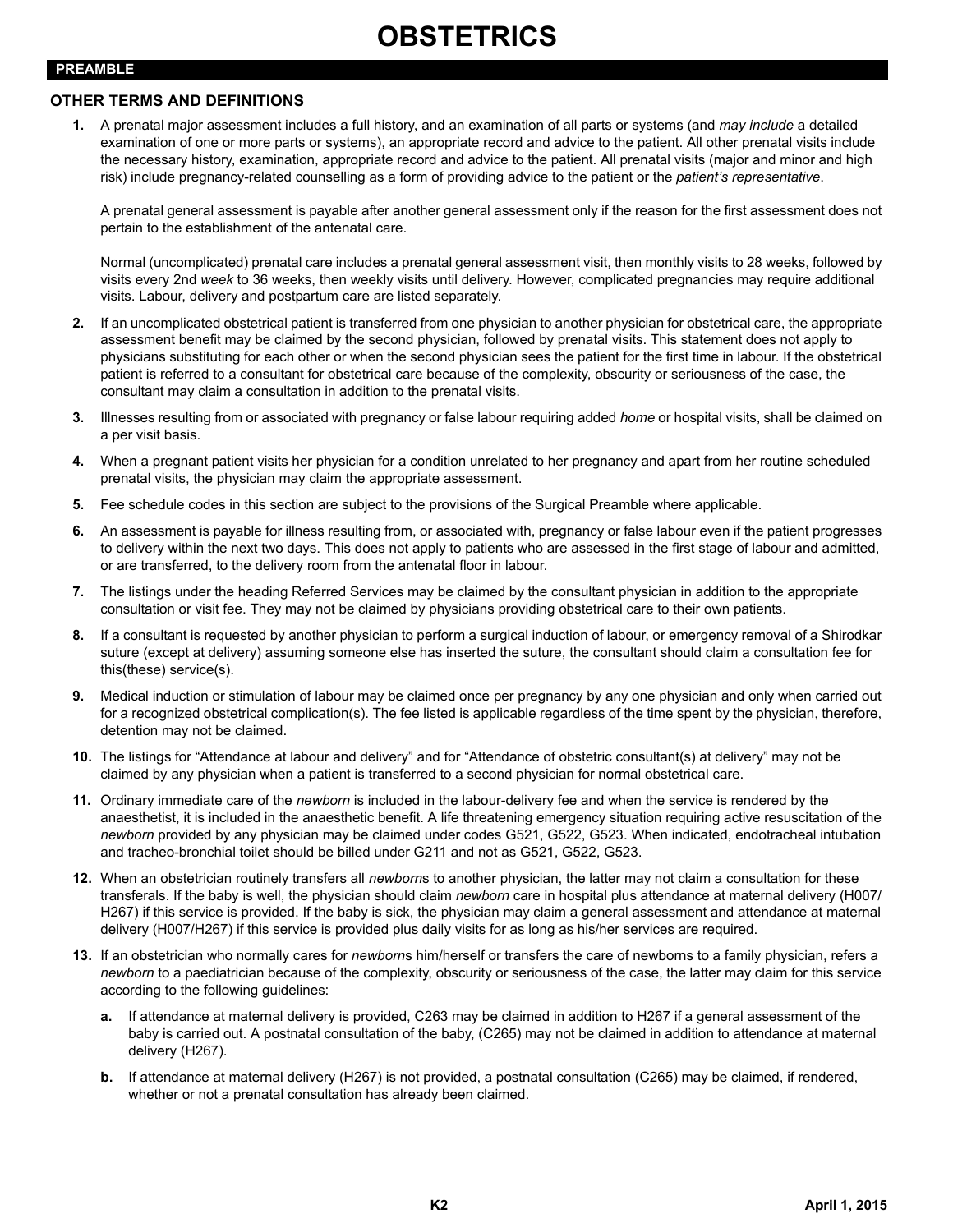# OBSTETRICS

## PREAMBLE

### OTHER TERMS AND DEFINITIONS

1. A prenatal major assessment includes a full history, and an examination of all parts or systems (and *may include* a detailed examination of one or more parts or systems), an appropriate record and advice to the patient. All other prenatal visits include the necessary history, examination, appropriate record and advice to the patient. All prenatal visits (major and minor and high risk) include pregnancy-related counselling as a form of providing advice to the patient or the *patient's representative*.

   A prenatal general assessment is payable after another general assessment only if the reason for the first assessment does not pertain to the establishment of the antenatal care.

   Normal (uncomplicated) prenatal care includes a prenatal general assessment visit, then monthly visits to 28 weeks, followed by visits every 2nd *week* to 36 weeks, then weekly visits until delivery. However, complicated pregnancies may require additional visits. Labour, delivery and postpartum care are listed separately.

2. If an uncomplicated obstetrical patient is transferred from one physician to another physician for obstetrical care, the appropriate assessment benefit may be claimed by the second physician, followed by prenatal visits. This statement does not apply to physicians substituting for each other or when the second physician sees the patient for the first time in labour. If the obstetrical patient is referred to a consultant for obstetrical care because of the complexity, obscurity or seriousness of the case, the consultant may claim a consultation in addition to the prenatal visits.

3. Illnesses resulting from or associated with pregnancy or false labour requiring added *home* or hospital visits, shall be claimed on a per visit basis.

4. When a pregnant patient visits her physician for a condition unrelated to her pregnancy and apart from her routine scheduled prenatal visits, the physician may claim the appropriate assessment.

5. Fee schedule codes in this section are subject to the provisions of the Surgical Preamble where applicable.

6. An assessment is payable for illness resulting from, or associated with, pregnancy or false labour even if the patient progresses to delivery within the next two days. This does not apply to patients who are assessed in the first stage of labour and admitted, or are transferred, to the delivery room from the antenatal floor in labour.

7. The listings under the heading Referred Services may be claimed by the consultant physician in addition to the appropriate consultation or visit fee. They may not be claimed by physicians providing obstetrical care to their own patients.

8. If a consultant is requested by another physician to perform a surgical induction of labour, or emergency removal of a Shirodkar suture (except at delivery) assuming someone else has inserted the suture, the consultant should claim a consultation fee for this(these) service(s).

9. Medical induction or stimulation of labour may be claimed once per pregnancy by any one physician and only when carried out for a recognized obstetrical complication(s). The fee listed is applicable regardless of the time spent by the physician, therefore, detention may not be claimed.

10. The listings for "Attendance at labour and delivery" and for "Attendance of obstetric consultant(s) at delivery" may not be claimed by any physician when a patient is transferred to a second physician for normal obstetrical care.

11. Ordinary immediate care of the *newborn* is included in the labour-delivery fee and when the service is rendered by the anaesthetist, it is included in the anaesthetic benefit. A life threatening emergency situation requiring active resuscitation of the *newborn* provided by any physician may be claimed under codes G521, G522, G523. When indicated, endotracheal intubation and tracheo-bronchial toilet should be billed under G211 and not as G521, G522, G523.

12. When an obstetrician routinely transfers all *newborn*s to another physician, the latter may not claim a consultation for these transferals. If the baby is well, the physician should claim *newborn* care in hospital plus attendance at maternal delivery (H007/H267) if this service is provided. If the baby is sick, the physician may claim a general assessment and attendance at maternal delivery (H007/H267) if this service is provided plus daily visits for as long as his/her services are required.

13. If an obstetrician who normally cares for *newborn*s him/herself or transfers the care of newborns to a family physician, refers a *newborn* to a paediatrician because of the complexity, obscurity or seriousness of the case, the latter may claim for this service according to the following guidelines:

    a. If attendance at maternal delivery is provided, C263 may be claimed in addition to H267 if a general assessment of the baby is carried out. A postnatal consultation of the baby, (C265) may not be claimed in addition to attendance at maternal delivery (H267).

    b. If attendance at maternal delivery (H267) is not provided, a postnatal consultation (C265) may be claimed, if rendered, whether or not a prenatal consultation has already been claimed.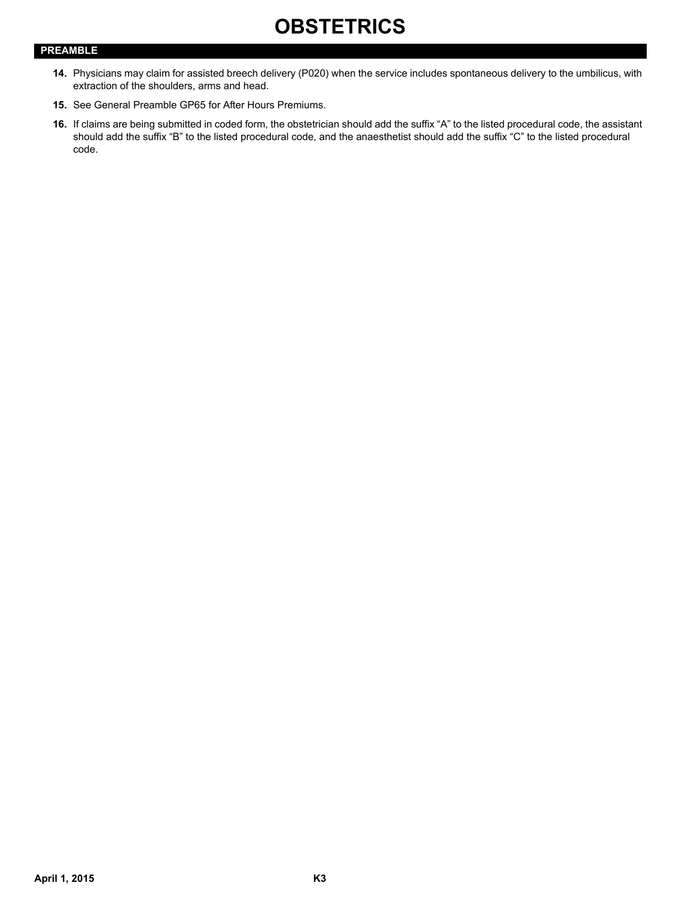# OBSTETRICS

## PREAMBLE

**14.** Physicians may claim for assisted breech delivery (P020) when the service includes spontaneous delivery to the umbilicus, with extraction of the shoulders, arms and head.

**15.** See General Preamble GP65 for After Hours Premiums.

**16.** If claims are being submitted in coded form, the obstetrician should add the suffix “A” to the listed procedural code, the assistant should add the suffix “B” to the listed procedural code, and the anaesthetist should add the suffix “C” to the listed procedural code.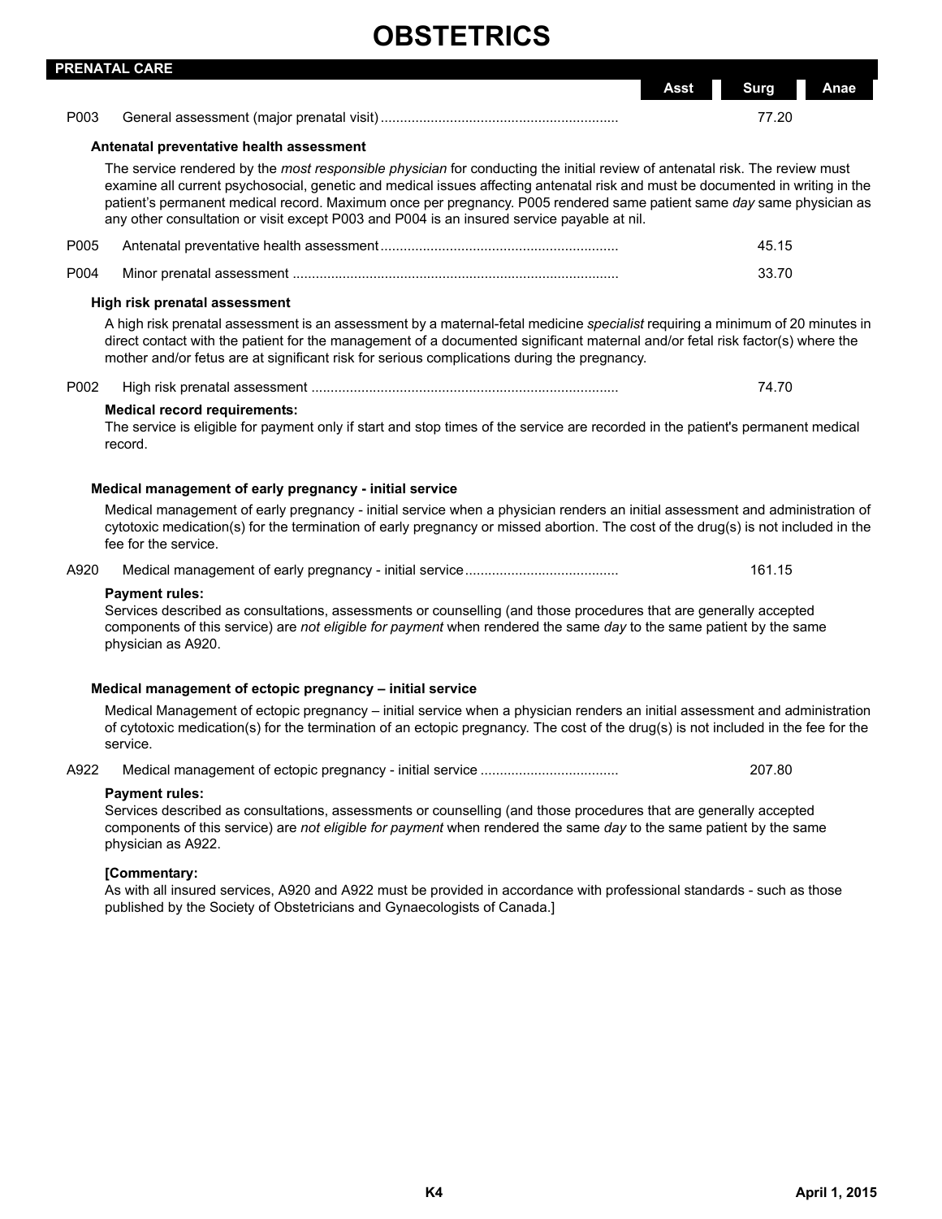# OBSTETRICS

## PRENATAL CARE

| Code | Description | Asst | Surg | Anae |
|---|---|---|---|---|
| P003 | General assessment (major prenatal visit) | | 77.20 | |

### Antenatal preventative health assessment

The service rendered by the *most responsible physician* for conducting the initial review of antenatal risk. The review must examine all current psychosocial, genetic and medical issues affecting antenatal risk and must be documented in writing in the patient's permanent medical record. Maximum once per pregnancy. P005 rendered same patient same *day* same physician as any other consultation or visit except P003 and P004 is an insured service payable at nil.

| Code | Description | Asst | Surg | Anae |
|---|---|---|---|---|
| P005 | Antenatal preventative health assessment | | 45.15 | |
| P004 | Minor prenatal assessment | | 33.70 | |

### High risk prenatal assessment

A high risk prenatal assessment is an assessment by a maternal-fetal medicine *specialist* requiring a minimum of 20 minutes in direct contact with the patient for the management of a documented significant maternal and/or fetal risk factor(s) where the mother and/or fetus are at significant risk for serious complications during the pregnancy.

| Code | Description | Asst | Surg | Anae |
|---|---|---|---|---|
| P002 | High risk prenatal assessment | | 74.70 | |

**Medical record requirements:**
The service is eligible for payment only if start and stop times of the service are recorded in the patient's permanent medical record.

### Medical management of early pregnancy - initial service

Medical management of early pregnancy - initial service when a physician renders an initial assessment and administration of cytotoxic medication(s) for the termination of early pregnancy or missed abortion. The cost of the drug(s) is not included in the fee for the service.

| Code | Description | Asst | Surg | Anae |
|---|---|---|---|---|
| A920 | Medical management of early pregnancy - initial service | | 161.15 | |

**Payment rules:**
Services described as consultations, assessments or counselling (and those procedures that are generally accepted components of this service) are *not eligible for payment* when rendered the same *day* to the same patient by the same physician as A920.

### Medical management of ectopic pregnancy – initial service

Medical Management of ectopic pregnancy – initial service when a physician renders an initial assessment and administration of cytotoxic medication(s) for the termination of an ectopic pregnancy. The cost of the drug(s) is not included in the fee for the service.

| Code | Description | Asst | Surg | Anae |
|---|---|---|---|---|
| A922 | Medical management of ectopic pregnancy - initial service | | 207.80 | |

**Payment rules:**
Services described as consultations, assessments or counselling (and those procedures that are generally accepted components of this service) are *not eligible for payment* when rendered the same *day* to the same patient by the same physician as A922.

**[Commentary:**
As with all insured services, A920 and A922 must be provided in accordance with professional standards - such as those published by the Society of Obstetricians and Gynaecologists of Canada.]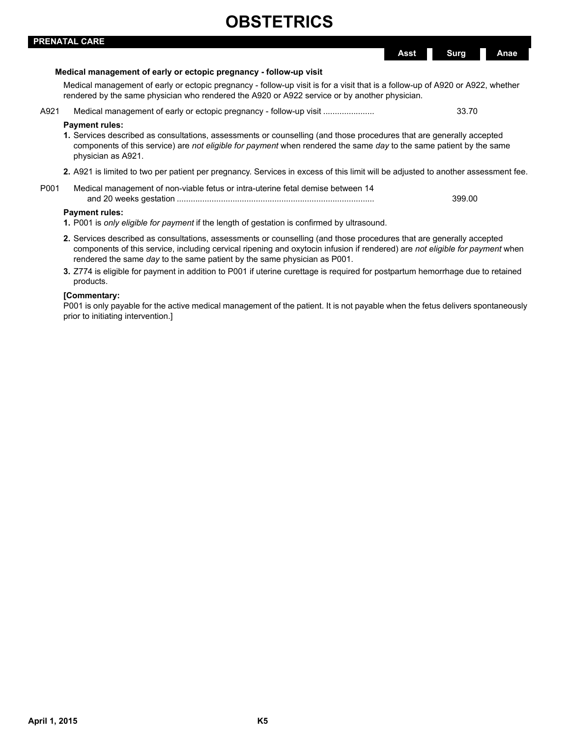# OBSTETRICS

## PRENATAL CARE

| | | Asst | Surg | Anae |
|---|---|---|---|---|

**Medical management of early or ectopic pregnancy - follow-up visit**

Medical management of early or ectopic pregnancy - follow-up visit is for a visit that is a follow-up of A920 or A922, whether rendered by the same physician who rendered the A920 or A922 service or by another physician.

| Code | Description | Fee |
|---|---|---|
| A921 | Medical management of early or ectopic pregnancy - follow-up visit ...................... | 33.70 |

**Payment rules:**

1. Services described as consultations, assessments or counselling (and those procedures that are generally accepted components of this service) are *not eligible for payment* when rendered the same *day* to the same patient by the same physician as A921.
2. A921 is limited to two per patient per pregnancy. Services in excess of this limit will be adjusted to another assessment fee.

| Code | Description | Fee |
|---|---|---|
| P001 | Medical management of non-viable fetus or intra-uterine fetal demise between 14 and 20 weeks gestation .................................................................................... | 399.00 |

**Payment rules:**

1. P001 is *only eligible for payment* if the length of gestation is confirmed by ultrasound.
2. Services described as consultations, assessments or counselling (and those procedures that are generally accepted components of this service, including cervical ripening and oxytocin infusion if rendered) are *not eligible for payment* when rendered the same *day* to the same patient by the same physician as P001.
3. Z774 is eligible for payment in addition to P001 if uterine curettage is required for postpartum hemorrhage due to retained products.

**[Commentary:**

P001 is only payable for the active medical management of the patient. It is not payable when the fetus delivers spontaneously prior to initiating intervention.]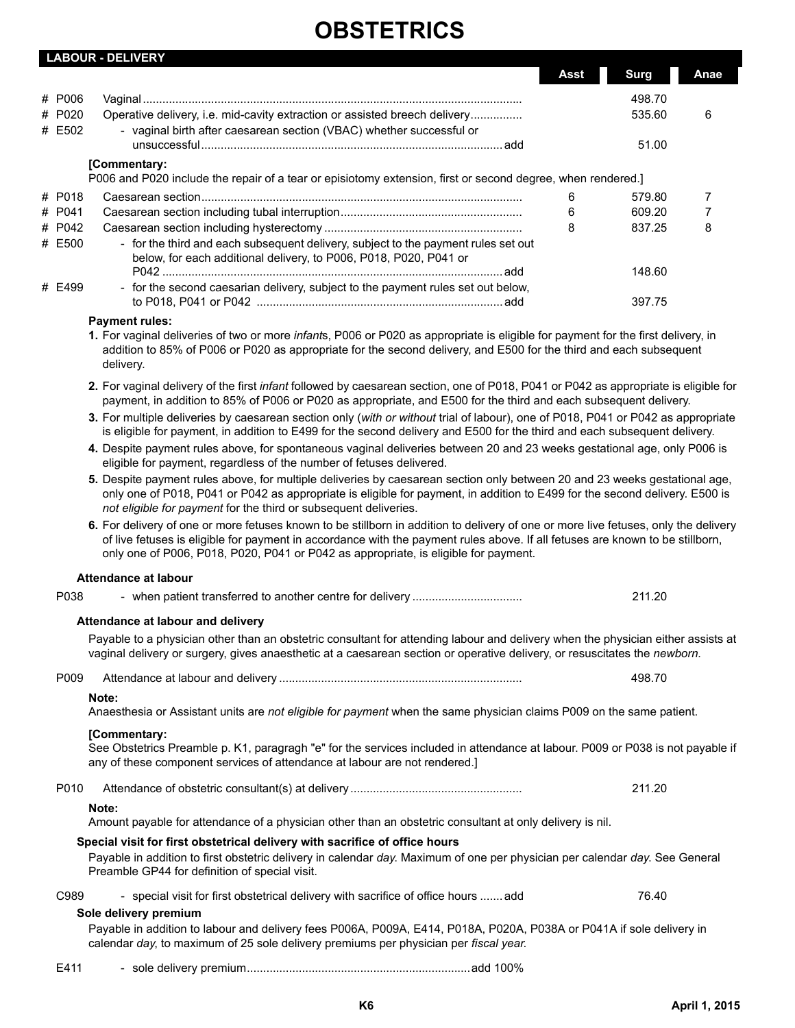# OBSTETRICS

## LABOUR - DELIVERY

| | Code | Description | Asst | Surg | Anae |
|---|---|---|---|---|---|
| # | P006 | Vaginal | | 498.70 | |
| # | P020 | Operative delivery, i.e. mid-cavity extraction or assisted breech delivery | | 535.60 | 6 |
| # | E502 | - vaginal birth after caesarean section (VBAC) whether successful or unsuccessful ... add | | 51.00 | |

**[Commentary:**
P006 and P020 include the repair of a tear or episiotomy extension, first or second degree, when rendered.]

| | Code | Description | Asst | Surg | Anae |
|---|---|---|---|---|---|
| # | P018 | Caesarean section | 6 | 579.80 | 7 |
| # | P041 | Caesarean section including tubal interruption | 6 | 609.20 | 7 |
| # | P042 | Caesarean section including hysterectomy | 8 | 837.25 | 8 |
| # | E500 | - for the third and each subsequent delivery, subject to the payment rules set out below, for each additional delivery, to P006, P018, P020, P041 or P042 ... add | | 148.60 | |
| # | E499 | - for the second caesarian delivery, subject to the payment rules set out below, to P018, P041 or P042 ... add | | 397.75 | |

**Payment rules:**

1. For vaginal deliveries of two or more *infant*s, P006 or P020 as appropriate is eligible for payment for the first delivery, in addition to 85% of P006 or P020 as appropriate for the second delivery, and E500 for the third and each subsequent delivery.
2. For vaginal delivery of the first *infant* followed by caesarean section, one of P018, P041 or P042 as appropriate is eligible for payment, in addition to 85% of P006 or P020 as appropriate, and E500 for the third and each subsequent delivery.
3. For multiple deliveries by caesarean section only (*with or without* trial of labour), one of P018, P041 or P042 as appropriate is eligible for payment, in addition to E499 for the second delivery and E500 for the third and each subsequent delivery.
4. Despite payment rules above, for spontaneous vaginal deliveries between 20 and 23 weeks gestational age, only P006 is eligible for payment, regardless of the number of fetuses delivered.
5. Despite payment rules above, for multiple deliveries by caesarean section only between 20 and 23 weeks gestational age, only one of P018, P041 or P042 as appropriate is eligible for payment, in addition to E499 for the second delivery. E500 is *not eligible for payment* for the third or subsequent deliveries.
6. For delivery of one or more fetuses known to be stillborn in addition to delivery of one or more live fetuses, only the delivery of live fetuses is eligible for payment in accordance with the payment rules above. If all fetuses are known to be stillborn, only one of P006, P018, P020, P041 or P042 as appropriate, is eligible for payment.

### Attendance at labour

| Code | Description | Surg |
|---|---|---|
| P038 | - when patient transferred to another centre for delivery | 211.20 |

### Attendance at labour and delivery

Payable to a physician other than an obstetric consultant for attending labour and delivery when the physician either assists at vaginal delivery or surgery, gives anaesthetic at a caesarean section or operative delivery, or resuscitates the *newborn.*

| Code | Description | Surg |
|---|---|---|
| P009 | Attendance at labour and delivery | 498.70 |

**Note:**
Anaesthesia or Assistant units are *not eligible for payment* when the same physician claims P009 on the same patient.

**[Commentary:**
See Obstetrics Preamble p. K1, paragragh "e" for the services included in attendance at labour. P009 or P038 is not payable if any of these component services of attendance at labour are not rendered.]

| Code | Description | Surg |
|---|---|---|
| P010 | Attendance of obstetric consultant(s) at delivery | 211.20 |

**Note:**
Amount payable for attendance of a physician other than an obstetric consultant at only delivery is nil.

### Special visit for first obstetrical delivery with sacrifice of office hours

Payable in addition to first obstetric delivery in calendar *day*. Maximum of one per physician per calendar *day*. See General Preamble GP44 for definition of special visit.

| Code | Description | Surg |
|---|---|---|
| C989 | - special visit for first obstetrical delivery with sacrifice of office hours ... add | 76.40 |

### Sole delivery premium

Payable in addition to labour and delivery fees P006A, P009A, E414, P018A, P020A, P038A or P041A if sole delivery in calendar *day*, to maximum of 25 sole delivery premiums per physician per *fiscal year.*

| Code | Description |
|---|---|
| E411 | - sole delivery premium ... add 100% |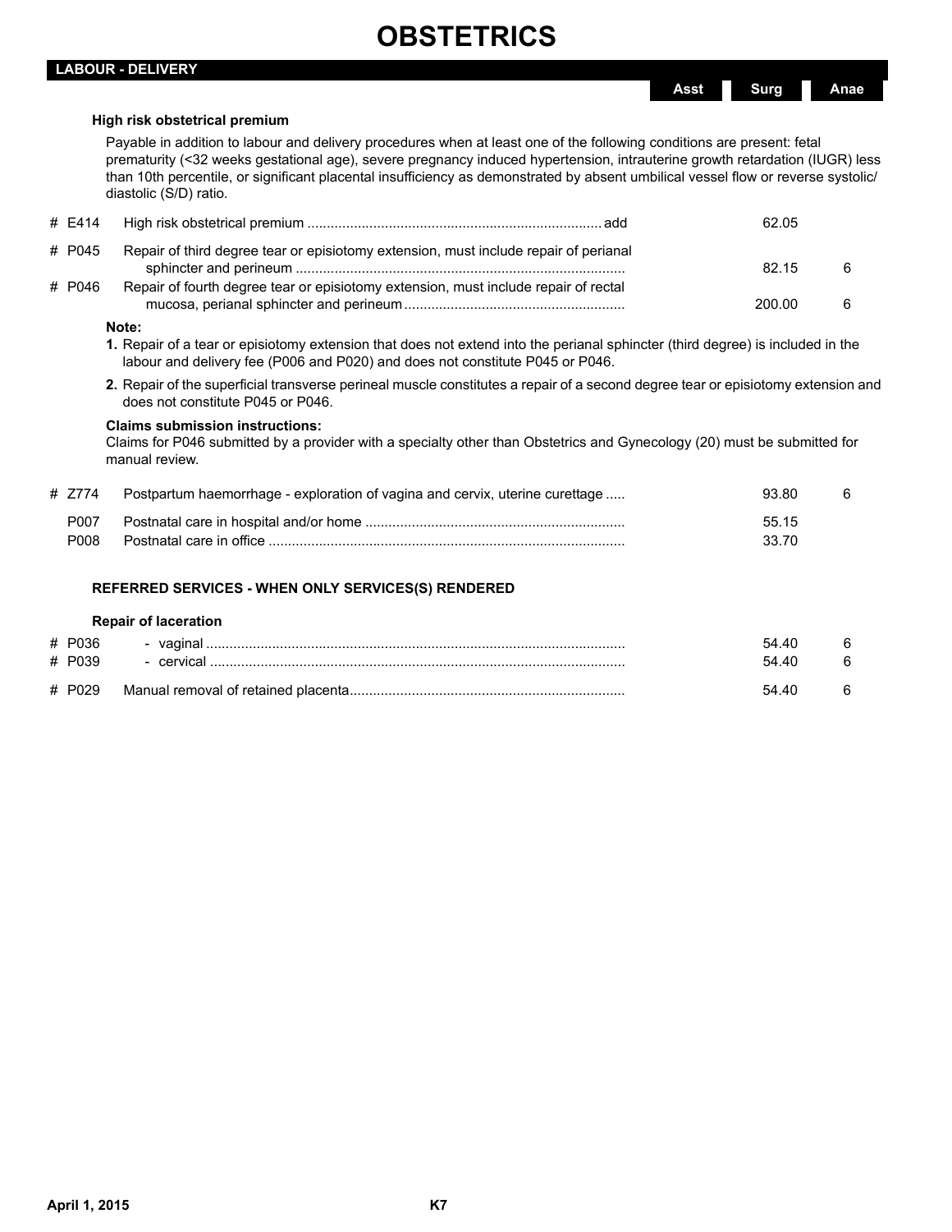# OBSTETRICS

## LABOUR - DELIVERY

| | | Asst | Surg | Anae |
|---|---|---|---|---|

### High risk obstetrical premium

Payable in addition to labour and delivery procedures when at least one of the following conditions are present: fetal prematurity (<32 weeks gestational age), severe pregnancy induced hypertension, intrauterine growth retardation (IUGR) less than 10th percentile, or significant placental insufficiency as demonstrated by absent umbilical vessel flow or reverse systolic/ diastolic (S/D) ratio.

| Code | Description | Asst | Surg | Anae |
|---|---|---|---|---|
| # E414 | High risk obstetrical premium ... add | | 62.05 | |
| # P045 | Repair of third degree tear or episiotomy extension, must include repair of perianal sphincter and perineum | | 82.15 | 6 |
| # P046 | Repair of fourth degree tear or episiotomy extension, must include repair of rectal mucosa, perianal sphincter and perineum | | 200.00 | 6 |

**Note:**

1. Repair of a tear or episiotomy extension that does not extend into the perianal sphincter (third degree) is included in the labour and delivery fee (P006 and P020) and does not constitute P045 or P046.
2. Repair of the superficial transverse perineal muscle constitutes a repair of a second degree tear or episiotomy extension and does not constitute P045 or P046.

**Claims submission instructions:**
Claims for P046 submitted by a provider with a specialty other than Obstetrics and Gynecology (20) must be submitted for manual review.

| Code | Description | Asst | Surg | Anae |
|---|---|---|---|---|
| # Z774 | Postpartum haemorrhage - exploration of vagina and cervix, uterine curettage | | 93.80 | 6 |
| P007 | Postnatal care in hospital and/or home | | 55.15 | |
| P008 | Postnatal care in office | | 33.70 | |

### REFERRED SERVICES - WHEN ONLY SERVICES(S) RENDERED

#### Repair of laceration

| Code | Description | Asst | Surg | Anae |
|---|---|---|---|---|
| # P036 | - vaginal | | 54.40 | 6 |
| # P039 | - cervical | | 54.40 | 6 |
| # P029 | Manual removal of retained placenta | | 54.40 | 6 |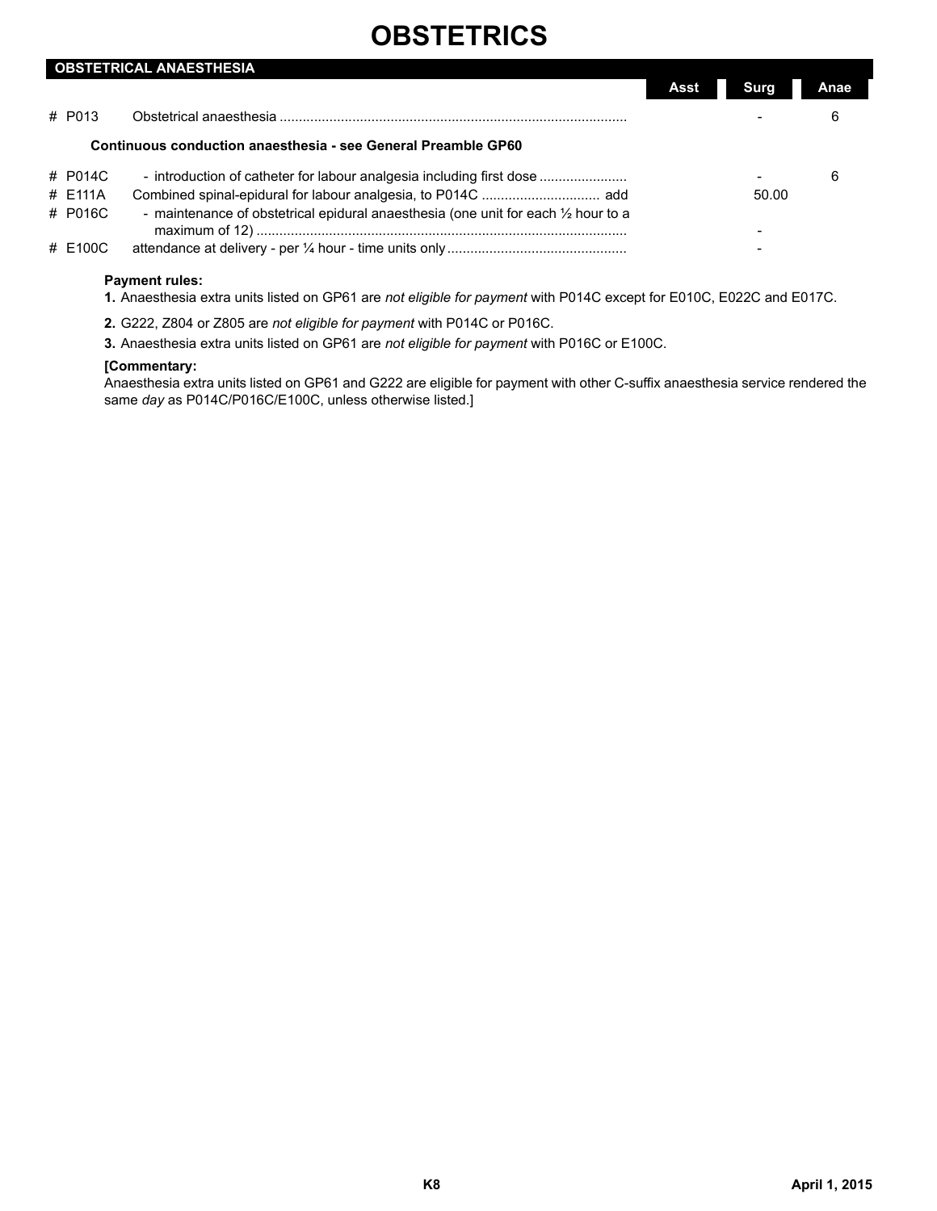# OBSTETRICS

## OBSTETRICAL ANAESTHESIA

| | | Asst | Surg | Anae |
|---|---|---|---|---|
| # P013 | Obstetrical anaesthesia | | - | 6 |
| | **Continuous conduction anaesthesia - see General Preamble GP60** | | | |
| # P014C | - introduction of catheter for labour analgesia including first dose | | - | 6 |
| # E111A | Combined spinal-epidural for labour analgesia, to P014C add | | 50.00 | |
| # P016C | - maintenance of obstetrical epidural anaesthesia (one unit for each ½ hour to a maximum of 12) | | - | |
| # E100C | attendance at delivery - per ¼ hour - time units only | | - | |

**Payment rules:**

**1.** Anaesthesia extra units listed on GP61 are *not eligible for payment* with P014C except for E010C, E022C and E017C.

**2.** G222, Z804 or Z805 are *not eligible for payment* with P014C or P016C.

**3.** Anaesthesia extra units listed on GP61 are *not eligible for payment* with P016C or E100C.

**[Commentary:**
Anaesthesia extra units listed on GP61 and G222 are eligible for payment with other C-suffix anaesthesia service rendered the same *day* as P014C/P016C/E100C, unless otherwise listed.]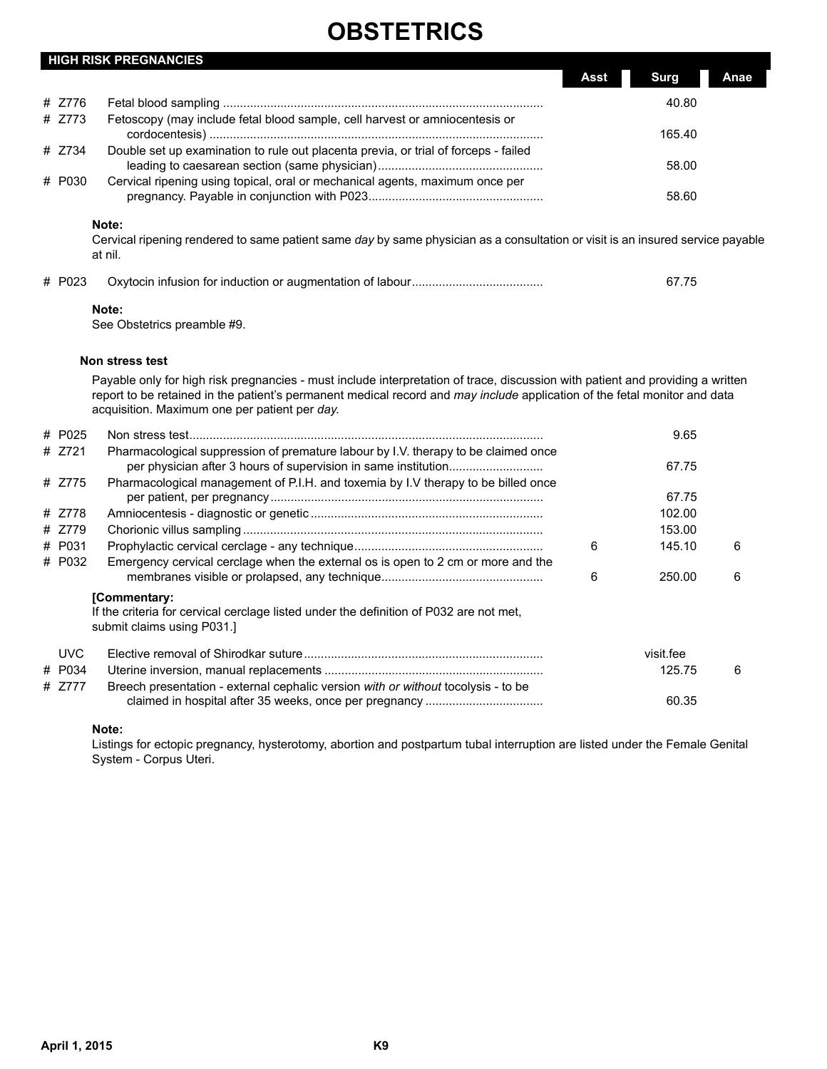# OBSTETRICS

## HIGH RISK PREGNANCIES

| | Code | Description | Asst | Surg | Anae |
|---|---|---|---|---|---|
| # | Z776 | Fetal blood sampling | | 40.80 | |
| # | Z773 | Fetoscopy (may include fetal blood sample, cell harvest or amniocentesis or cordocentesis) | | 165.40 | |
| # | Z734 | Double set up examination to rule out placenta previa, or trial of forceps - failed leading to caesarean section (same physician) | | 58.00 | |
| # | P030 | Cervical ripening using topical, oral or mechanical agents, maximum once per pregnancy. Payable in conjunction with P023 | | 58.60 | |

**Note:**
Cervical ripening rendered to same patient same *day* by same physician as a consultation or visit is an insured service payable at nil.

| | Code | Description | Asst | Surg | Anae |
|---|---|---|---|---|---|
| # | P023 | Oxytocin infusion for induction or augmentation of labour | | 67.75 | |

**Note:**
See Obstetrics preamble #9.

### Non stress test

Payable only for high risk pregnancies - must include interpretation of trace, discussion with patient and providing a written report to be retained in the patient's permanent medical record and *may include* application of the fetal monitor and data acquisition. Maximum one per patient per *day*.

| | Code | Description | Asst | Surg | Anae |
|---|---|---|---|---|---|
| # | P025 | Non stress test | | 9.65 | |
| # | Z721 | Pharmacological suppression of premature labour by I.V. therapy to be claimed once per physician after 3 hours of supervision in same institution | | 67.75 | |
| # | Z775 | Pharmacological management of P.I.H. and toxemia by I.V therapy to be billed once per patient, per pregnancy | | 67.75 | |
| # | Z778 | Amniocentesis - diagnostic or genetic | | 102.00 | |
| # | Z779 | Chorionic villus sampling | | 153.00 | |
| # | P031 | Prophylactic cervical cerclage - any technique | 6 | 145.10 | 6 |
| # | P032 | Emergency cervical cerclage when the external os is open to 2 cm or more and the membranes visible or prolapsed, any technique | 6 | 250.00 | 6 |

**[Commentary:**
If the criteria for cervical cerclage listed under the definition of P032 are not met, submit claims using P031.]

| | Code | Description | Asst | Surg | Anae |
|---|---|---|---|---|---|
| | UVC | Elective removal of Shirodkar suture | | visit.fee | |
| # | P034 | Uterine inversion, manual replacements | | 125.75 | 6 |
| # | Z777 | Breech presentation - external cephalic version *with or without* tocolysis - to be claimed in hospital after 35 weeks, once per pregnancy | | 60.35 | |

**Note:**
Listings for ectopic pregnancy, hysterotomy, abortion and postpartum tubal interruption are listed under the Female Genital System - Corpus Uteri.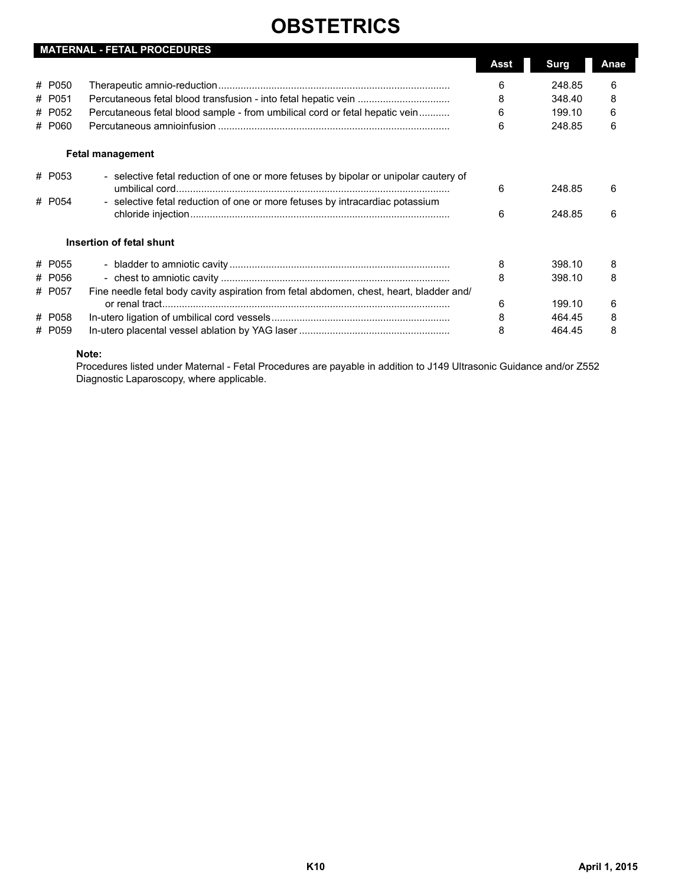# OBSTETRICS

## MATERNAL - FETAL PROCEDURES

| | | | Asst | Surg | Anae |
|---|---|---|---|---|---|
| # | P050 | Therapeutic amnio-reduction | 6 | 248.85 | 6 |
| # | P051 | Percutaneous fetal blood transfusion - into fetal hepatic vein | 8 | 348.40 | 8 |
| # | P052 | Percutaneous fetal blood sample - from umbilical cord or fetal hepatic vein | 6 | 199.10 | 6 |
| # | P060 | Percutaneous amnioinfusion | 6 | 248.85 | 6 |
| | | **Fetal management** | | | |
| # | P053 | - selective fetal reduction of one or more fetuses by bipolar or unipolar cautery of umbilical cord | 6 | 248.85 | 6 |
| # | P054 | - selective fetal reduction of one or more fetuses by intracardiac potassium chloride injection | 6 | 248.85 | 6 |
| | | **Insertion of fetal shunt** | | | |
| # | P055 | - bladder to amniotic cavity | 8 | 398.10 | 8 |
| # | P056 | - chest to amniotic cavity | 8 | 398.10 | 8 |
| # | P057 | Fine needle fetal body cavity aspiration from fetal abdomen, chest, heart, bladder and/or renal tract | 6 | 199.10 | 6 |
| # | P058 | In-utero ligation of umbilical cord vessels | 8 | 464.45 | 8 |
| # | P059 | In-utero placental vessel ablation by YAG laser | 8 | 464.45 | 8 |

**Note:**

Procedures listed under Maternal - Fetal Procedures are payable in addition to J149 Ultrasonic Guidance and/or Z552 Diagnostic Laparoscopy, where applicable.